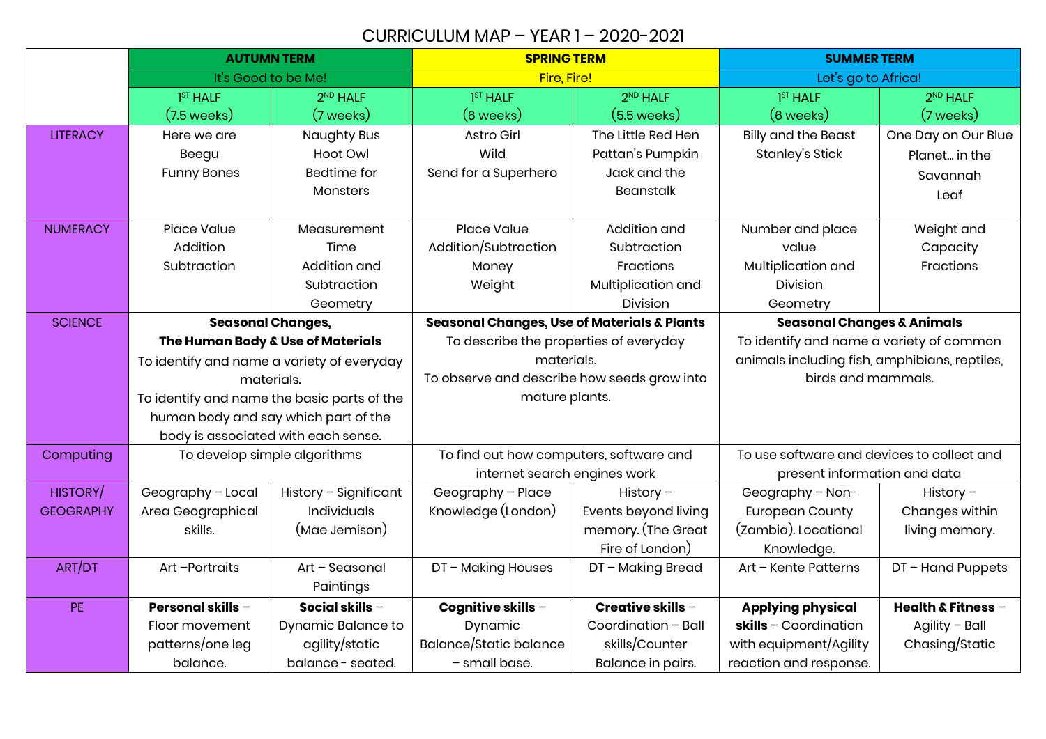# CURRICULUM MAP – YEAR 1 – 2020-2021

| | **AUTUMN TERM** | | **SPRING TERM** | | **SUMMER TERM** | |
|---|---|---|---|---|---|---|
| | It's Good to be Me! | | Fire, Fire! | | Let's go to Africa! | |
| | 1ST HALF (7.5 weeks) | 2ND HALF (7 weeks) | 1ST HALF (6 weeks) | 2ND HALF (5.5 weeks) | 1ST HALF (6 weeks) | 2ND HALF (7 weeks) |
| LITERACY | Here we are<br>Beegu<br>Funny Bones | Naughty Bus<br>Hoot Owl<br>Bedtime for Monsters | Astro Girl<br>Wild<br>Send for a Superhero | The Little Red Hen<br>Pattan's Pumpkin<br>Jack and the Beanstalk | Billy and the Beast<br>Stanley's Stick | One Day on Our Blue Planet… in the Savannah<br>Leaf |
| NUMERACY | Place Value<br>Addition<br>Subtraction | Measurement<br>Time<br>Addition and Subtraction<br>Geometry | Place Value<br>Addition/Subtraction<br>Money<br>Weight | Addition and Subtraction<br>Fractions<br>Multiplication and Division | Number and place value<br>Multiplication and Division<br>Geometry | Weight and Capacity<br>Fractions |
| SCIENCE | **Seasonal Changes, The Human Body & Use of Materials**<br>To identify and name a variety of everyday materials.<br>To identify and name the basic parts of the human body and say which part of the body is associated with each sense. | | **Seasonal Changes, Use of Materials & Plants**<br>To describe the properties of everyday materials.<br>To observe and describe how seeds grow into mature plants. | | **Seasonal Changes & Animals**<br>To identify and name a variety of common animals including fish, amphibians, reptiles, birds and mammals. | |
| Computing | To develop simple algorithms | | To find out how computers, software and internet search engines work | | To use software and devices to collect and present information and data | |
| HISTORY/ GEOGRAPHY | Geography – Local Area Geographical skills. | History – Significant Individuals (Mae Jemison) | Geography – Place Knowledge (London) | History – Events beyond living memory. (The Great Fire of London) | Geography – Non-European County (Zambia). Locational Knowledge. | History – Changes within living memory. |
| ART/DT | Art –Portraits | Art – Seasonal Paintings | DT – Making Houses | DT – Making Bread | Art – Kente Patterns | DT – Hand Puppets |
| PE | **Personal skills** – Floor movement patterns/one leg balance. | **Social skills** – Dynamic Balance to agility/static balance - seated. | **Cognitive skills** – Dynamic Balance/Static balance – small base. | **Creative skills** – Coordination – Ball skills/Counter Balance in pairs. | **Applying physical skills** – Coordination with equipment/Agility reaction and response. | **Health & Fitness** – Agility – Ball Chasing/Static |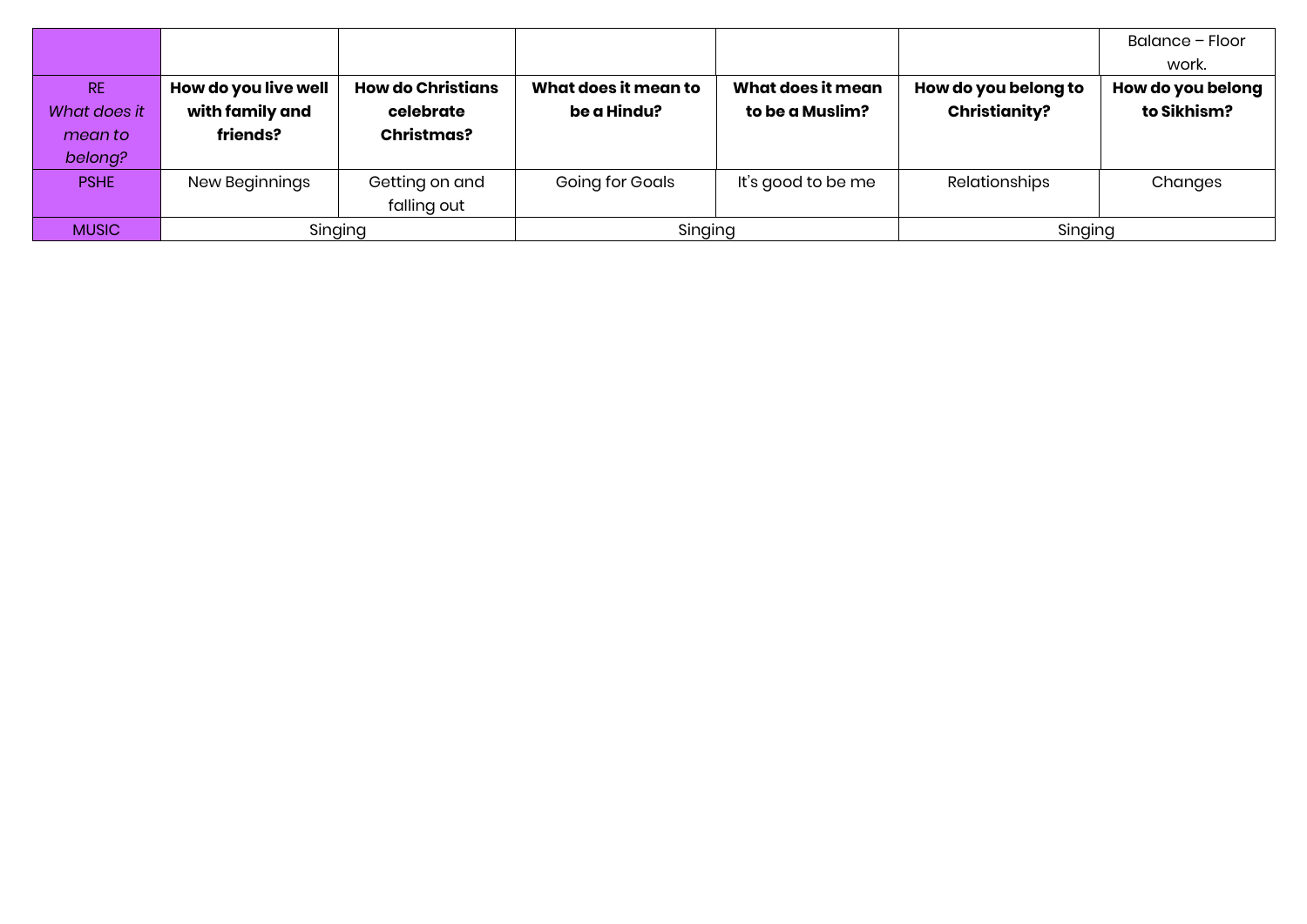| | | | | | | |
|---|---|---|---|---|---|---|
| | | | | | | Balance – Floor work. |
| RE *What does it mean to belong?* | **How do you live well with family and friends?** | **How do Christians celebrate Christmas?** | **What does it mean to be a Hindu?** | **What does it mean to be a Muslim?** | **How do you belong to Christianity?** | **How do you belong to Sikhism?** |
| PSHE | New Beginnings | Getting on and falling out | Going for Goals | It's good to be me | Relationships | Changes |
| MUSIC | Singing | | Singing | | Singing | |